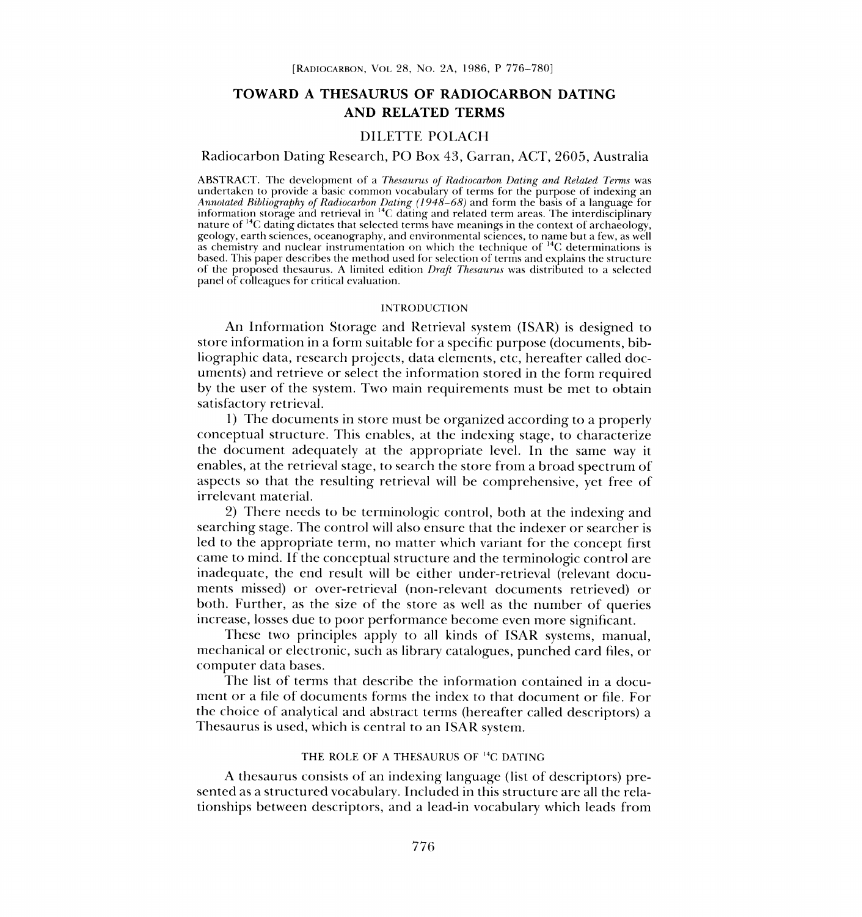# TOWARD A THESAURUS OF RADIOCARBON DATING AND RELATED TERMS

DILETTE POLACH

Radiocarbon Dating Research, PO Box 43, Garran, ACT, 2605, Australia

ABSTRACT. The development of a *Thesaurus of Radiocarbon Dating and Related Terms* was undertaken to provide a basic common vocabulary of terms for the purpose of indexing an *Annotated Bibliography of Radiocarbon Dating (1948–68)* and form the basis of a language for information storage and retrieval in $^{14}C$ dating and related term areas. The interdisciplinary nature of $^{14}C$ dating dictates that selected terms have meanings in the context of archaeology, geology, earth sciences, oceanography, and environmental sciences, to name but a few, as well as chemistry and nuclear instrumentation on which the technique of $^{14}C$ determinations is based. This paper describes the method used for selection of terms and explains the structure of the proposed thesaurus. A limited edition *Draft Thesaurus* was distributed to a selected panel of colleagues for critical evaluation.

## INTRODUCTION

An Information Storage and Retrieval system (ISAR) is designed to store information in a form suitable for a specific purpose (documents, bibliographic data, research projects, data elements, etc, hereafter called documents) and retrieve or select the information stored in the form required by the user of the system. Two main requirements must be met to obtain satisfactory retrieval.

1) The documents in store must be organized according to a properly conceptual structure. This enables, at the indexing stage, to characterize the document adequately at the appropriate level. In the same way it enables, at the retrieval stage, to search the store from a broad spectrum of aspects so that the resulting retrieval will be comprehensive, yet free of irrelevant material.

2) There needs to be terminologic control, both at the indexing and searching stage. The control will also ensure that the indexer or searcher is led to the appropriate term, no matter which variant for the concept first came to mind. If the conceptual structure and the terminologic control are inadequate, the end result will be either under-retrieval (relevant documents missed) or over-retrieval (non-relevant documents retrieved) or both. Further, as the size of the store as well as the number of queries increase, losses due to poor performance become even more significant.

These two principles apply to all kinds of ISAR systems, manual, mechanical or electronic, such as library catalogues, punched card files, or computer data bases.

The list of terms that describe the information contained in a document or a file of documents forms the index to that document or file. For the choice of analytical and abstract terms (hereafter called descriptors) a Thesaurus is used, which is central to an ISAR system.

## THE ROLE OF A THESAURUS OF $^{14}C$ DATING

A thesaurus consists of an indexing language (list of descriptors) presented as a structured vocabulary. Included in this structure are all the relationships between descriptors, and a lead-in vocabulary which leads from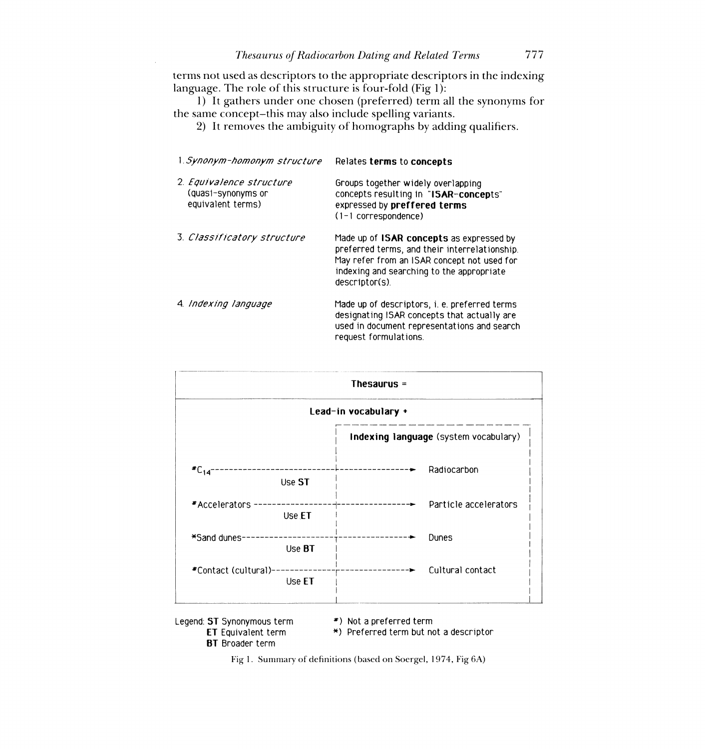terms not used as descriptors to the appropriate descriptors in the indexing language. The role of this structure is four-fold (Fig 1):

1) It gathers under one chosen (preferred) term all the synonyms for the same concept–this may also include spelling variants.

2) It removes the ambiguity of homographs by adding qualifiers.

| | |
|---|---|
| 1. *Synonym-homonym structure* | Relates **terms** to **concepts** |
| 2. *Equivalence structure* (quasi-synonyms or equivalent terms) | Groups together widely overlapping concepts resulting in "**ISAR-concepts**" expressed by **preffered terms** (1-1 correspondence) |
| 3. *Classificatory structure* | Made up of **ISAR concepts** as expressed by preferred terms, and their interrelationship. May refer from an ISAR concept not used for indexing and searching to the appropriate descriptor(s). |
| 4. *Indexing language* | Made up of descriptors, i. e. preferred terms designating ISAR concepts that actually are used in document representations and search request formulations. |

**Thesaurus** =

**Lead-in vocabulary** +

**Indexing language** (system vocabulary)

| Lead-in vocabulary | Relation | Indexing language |
|---|---|---|
| *$C_{14}$ | Use **ST** | Radiocarbon |
| *Accelerators | Use **ET** | Particle accelerators |
| *Sand dunes | Use **BT** | Dunes |
| *Contact (cultural) | Use **ET** | Cultural contact |

Legend: **ST** Synonymous term
**ET** Equivalent term
**BT** Broader term

*) Not a preferred term
*) Preferred term but not a descriptor

Fig 1. Summary of definitions (based on Soergel, 1974, Fig 6A)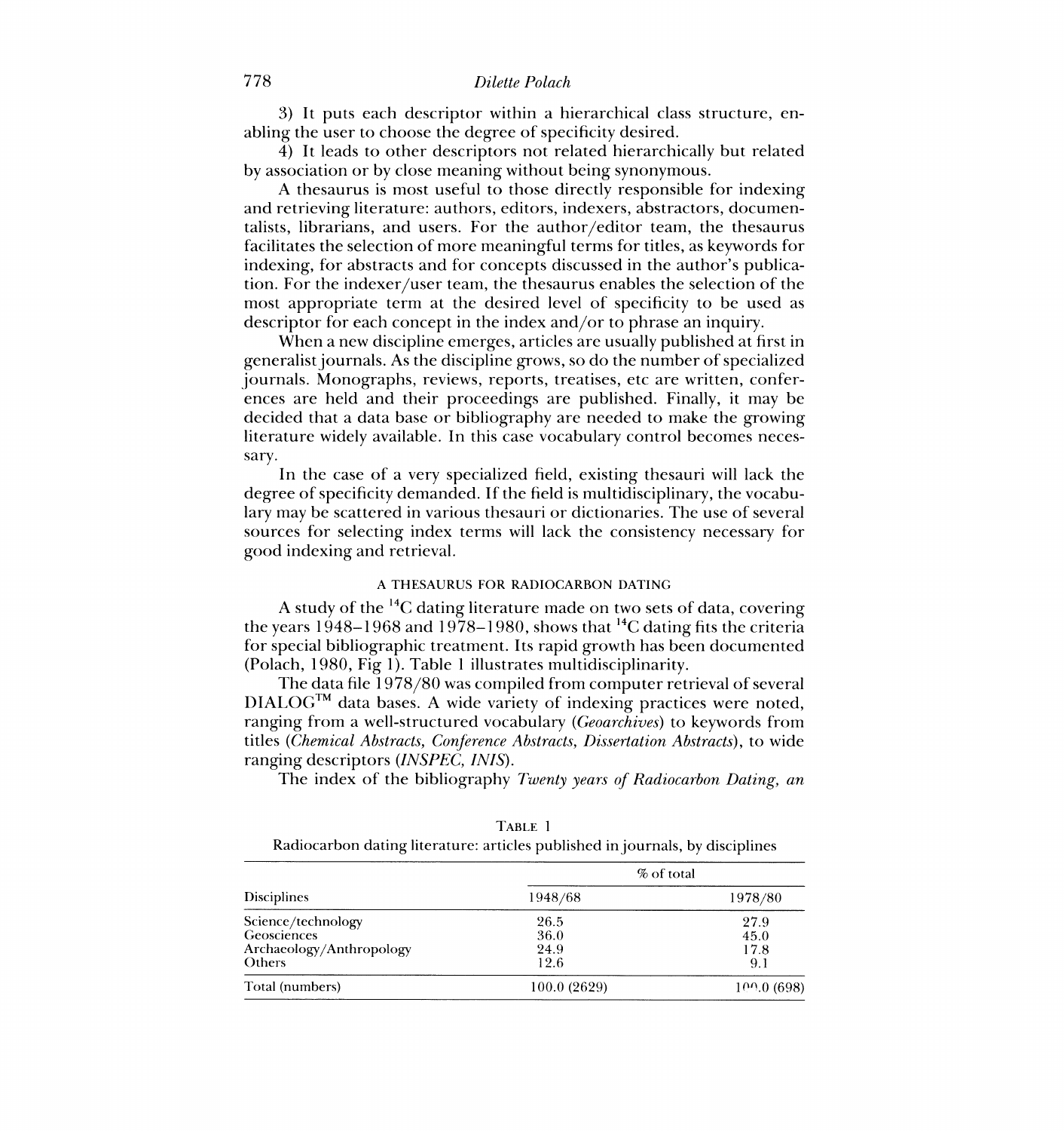3) It puts each descriptor within a hierarchical class structure, enabling the user to choose the degree of specificity desired.

4) It leads to other descriptors not related hierarchically but related by association or by close meaning without being synonymous.

A thesaurus is most useful to those directly responsible for indexing and retrieving literature: authors, editors, indexers, abstractors, documentalists, librarians, and users. For the author/editor team, the thesaurus facilitates the selection of more meaningful terms for titles, as keywords for indexing, for abstracts and for concepts discussed in the author's publication. For the indexer/user team, the thesaurus enables the selection of the most appropriate term at the desired level of specificity to be used as descriptor for each concept in the index and/or to phrase an inquiry.

When a new discipline emerges, articles are usually published at first in generalist journals. As the discipline grows, so do the number of specialized journals. Monographs, reviews, reports, treatises, etc are written, conferences are held and their proceedings are published. Finally, it may be decided that a data base or bibliography are needed to make the growing literature widely available. In this case vocabulary control becomes necessary.

In the case of a very specialized field, existing thesauri will lack the degree of specificity demanded. If the field is multidisciplinary, the vocabulary may be scattered in various thesauri or dictionaries. The use of several sources for selecting index terms will lack the consistency necessary for good indexing and retrieval.

## A THESAURUS FOR RADIOCARBON DATING

A study of the $^{14}C$ dating literature made on two sets of data, covering the years 1948–1968 and 1978–1980, shows that $^{14}C$ dating fits the criteria for special bibliographic treatment. Its rapid growth has been documented (Polach, 1980, Fig 1). Table 1 illustrates multidisciplinarity.

The data file 1978/80 was compiled from computer retrieval of several DIALOG™ data bases. A wide variety of indexing practices were noted, ranging from a well-structured vocabulary (*Geoarchives*) to keywords from titles (*Chemical Abstracts, Conference Abstracts, Dissertation Abstracts*), to wide ranging descriptors (*INSPEC, INIS*).

The index of the bibliography *Twenty years of Radiocarbon Dating, an*

TABLE 1
Radiocarbon dating literature: articles published in journals, by disciplines

| Disciplines | % of total | |
|---|---|---|
| | 1948/68 | 1978/80 |
| Science/technology | 26.5 | 27.9 |
| Geosciences | 36.0 | 45.0 |
| Archaeology/Anthropology | 24.9 | 17.8 |
| Others | 12.6 | 9.1 |
| Total (numbers) | 100.0 (2629) | 100.0 (698) |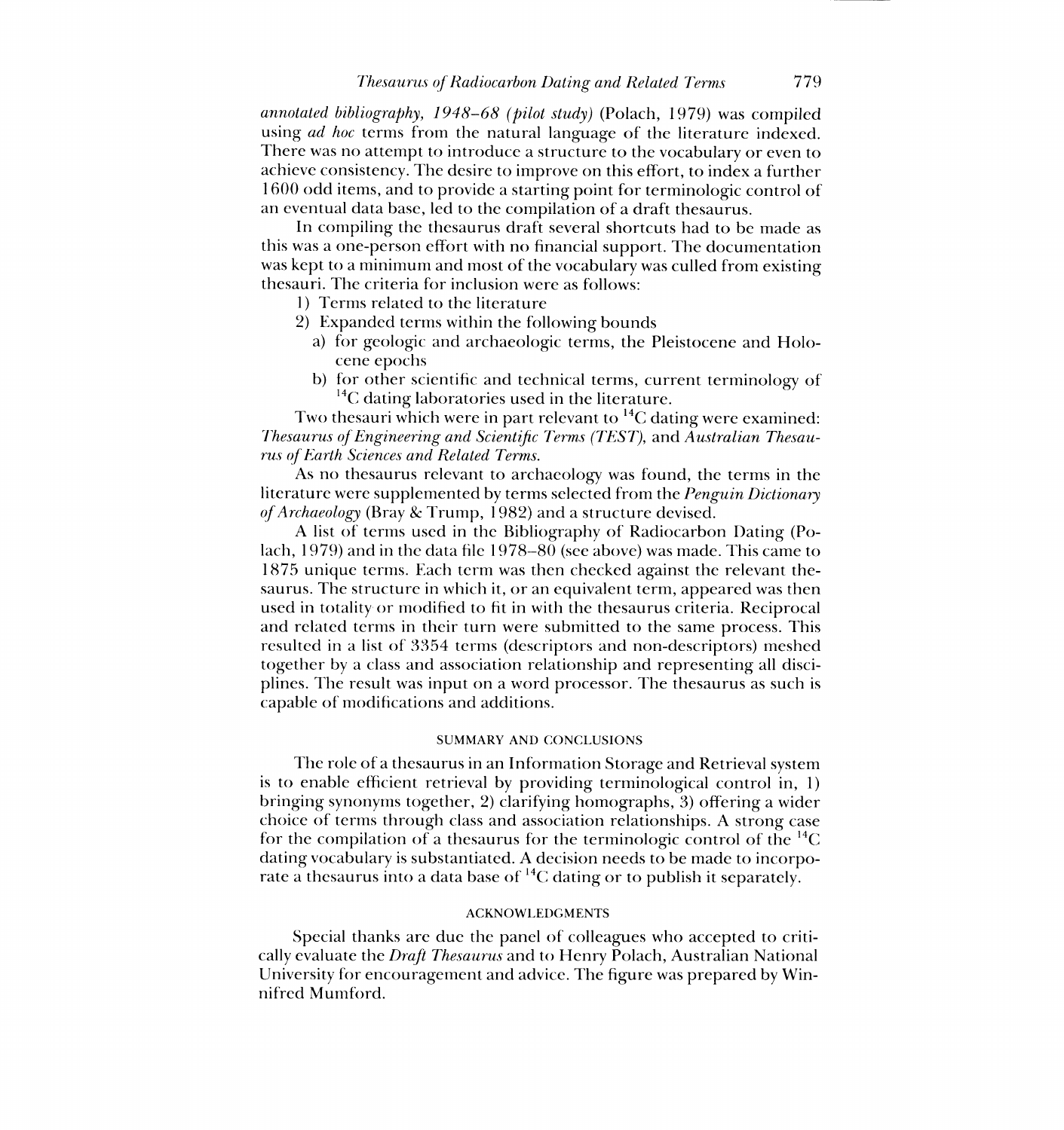*annotated bibliography, 1948–68 (pilot study)* (Polach, 1979) was compiled using *ad hoc* terms from the natural language of the literature indexed. There was no attempt to introduce a structure to the vocabulary or even to achieve consistency. The desire to improve on this effort, to index a further 1600 odd items, and to provide a starting point for terminologic control of an eventual data base, led to the compilation of a draft thesaurus.

In compiling the thesaurus draft several shortcuts had to be made as this was a one-person effort with no financial support. The documentation was kept to a minimum and most of the vocabulary was culled from existing thesauri. The criteria for inclusion were as follows:

1) Terms related to the literature
2) Expanded terms within the following bounds
   a) for geologic and archaeologic terms, the Pleistocene and Holocene epochs
   b) for other scientific and technical terms, current terminology of $^{14}C$ dating laboratories used in the literature.

Two thesauri which were in part relevant to $^{14}C$ dating were examined: *Thesaurus of Engineering and Scientific Terms (TEST),* and *Australian Thesaurus of Earth Sciences and Related Terms.*

As no thesaurus relevant to archaeology was found, the terms in the literature were supplemented by terms selected from the *Penguin Dictionary of Archaeology* (Bray & Trump, 1982) and a structure devised.

A list of terms used in the Bibliography of Radiocarbon Dating (Polach, 1979) and in the data file 1978–80 (see above) was made. This came to 1875 unique terms. Each term was then checked against the relevant thesaurus. The structure in which it, or an equivalent term, appeared was then used in totality or modified to fit in with the thesaurus criteria. Reciprocal and related terms in their turn were submitted to the same process. This resulted in a list of 3354 terms (descriptors and non-descriptors) meshed together by a class and association relationship and representing all disciplines. The result was input on a word processor. The thesaurus as such is capable of modifications and additions.

## SUMMARY AND CONCLUSIONS

The role of a thesaurus in an Information Storage and Retrieval system is to enable efficient retrieval by providing terminological control in, 1) bringing synonyms together, 2) clarifying homographs, 3) offering a wider choice of terms through class and association relationships. A strong case for the compilation of a thesaurus for the terminologic control of the $^{14}C$ dating vocabulary is substantiated. A decision needs to be made to incorporate a thesaurus into a data base of $^{14}C$ dating or to publish it separately.

## ACKNOWLEDGMENTS

Special thanks are due the panel of colleagues who accepted to critically evaluate the *Draft Thesaurus* and to Henry Polach, Australian National University for encouragement and advice. The figure was prepared by Winnifred Mumford.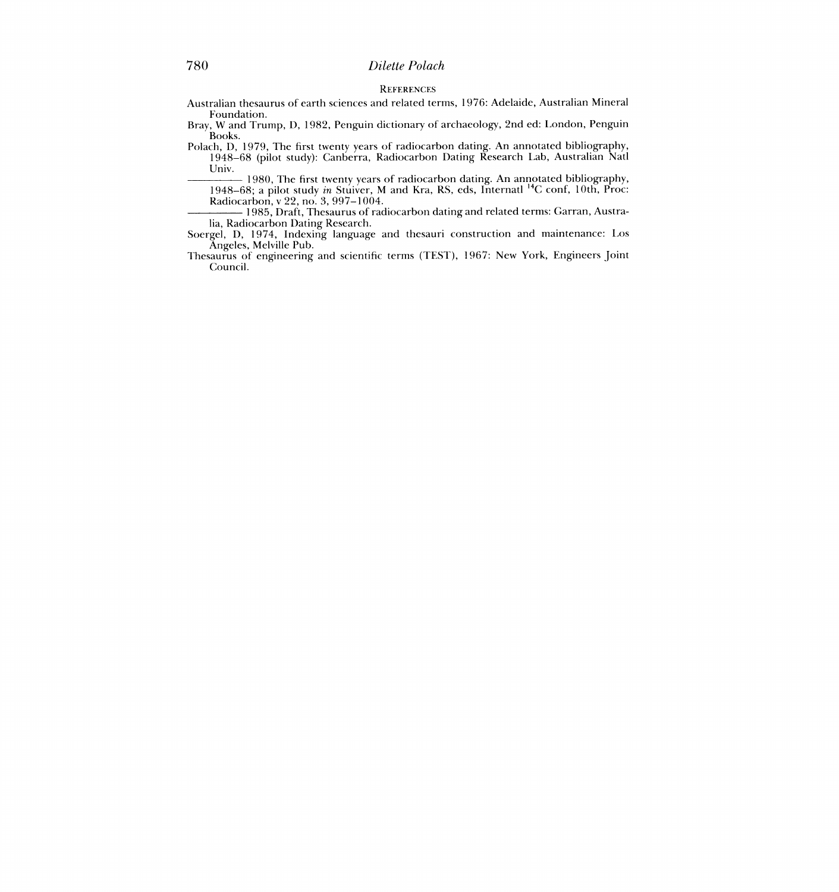## References

Australian thesaurus of earth sciences and related terms, 1976: Adelaide, Australian Mineral Foundation.

Bray, W and Trump, D, 1982, Penguin dictionary of archaeology, 2nd ed: London, Penguin Books.

Polach, D, 1979, The first twenty years of radiocarbon dating. An annotated bibliography, 1948–68 (pilot study): Canberra, Radiocarbon Dating Research Lab, Australian Natl Univ.

———— 1980, The first twenty years of radiocarbon dating. An annotated bibliography, 1948–68; a pilot study *in* Stuiver, M and Kra, RS, eds, Internatl $^{14}C$ conf, 10th, Proc: Radiocarbon, v 22, no. 3, 997–1004.

———— 1985, Draft, Thesaurus of radiocarbon dating and related terms: Garran, Australia, Radiocarbon Dating Research.

Soergel, D, 1974, Indexing language and thesauri construction and maintenance: Los Angeles, Melville Pub.

Thesaurus of engineering and scientific terms (TEST), 1967: New York, Engineers Joint Council.